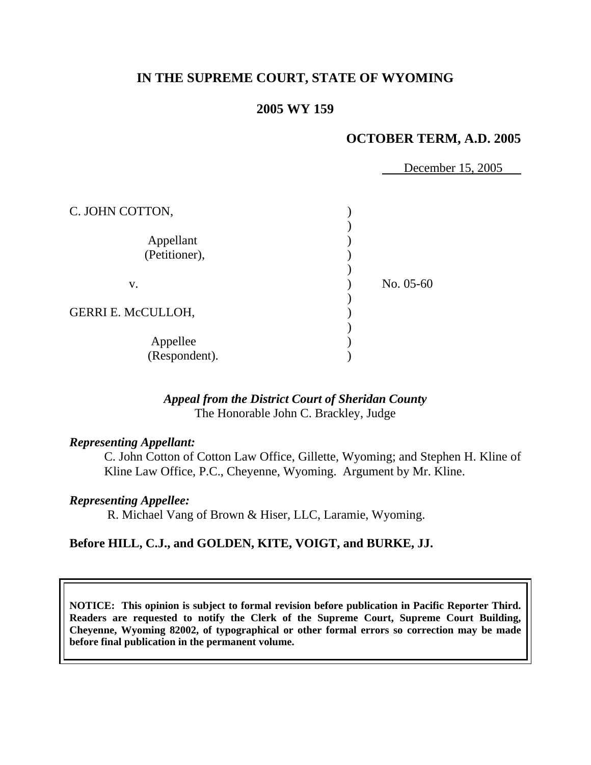**IN THE SUPREME COURT, STATE OF WYOMING**

**2005 WY 159**

**OCTOBER TERM, A.D. 2005**

December 15, 2005

| | | |
|---|---|---|
| C. JOHN COTTON, | ) | |
| | ) | |
| Appellant (Petitioner), | ) | |
| | ) | |
| v. | ) | No. 05-60 |
| | ) | |
| GERRI E. McCULLOH, | ) | |
| | ) | |
| Appellee (Respondent). | ) | |

***Appeal from the District Court of Sheridan County***
The Honorable John C. Brackley, Judge

***Representing Appellant:***

C. John Cotton of Cotton Law Office, Gillette, Wyoming; and Stephen H. Kline of Kline Law Office, P.C., Cheyenne, Wyoming. Argument by Mr. Kline.

***Representing Appellee:***

R. Michael Vang of Brown & Hiser, LLC, Laramie, Wyoming.

**Before HILL, C.J., and GOLDEN, KITE, VOIGT, and BURKE, JJ.**

**NOTICE: This opinion is subject to formal revision before publication in Pacific Reporter Third. Readers are requested to notify the Clerk of the Supreme Court, Supreme Court Building, Cheyenne, Wyoming 82002, of typographical or other formal errors so correction may be made before final publication in the permanent volume.**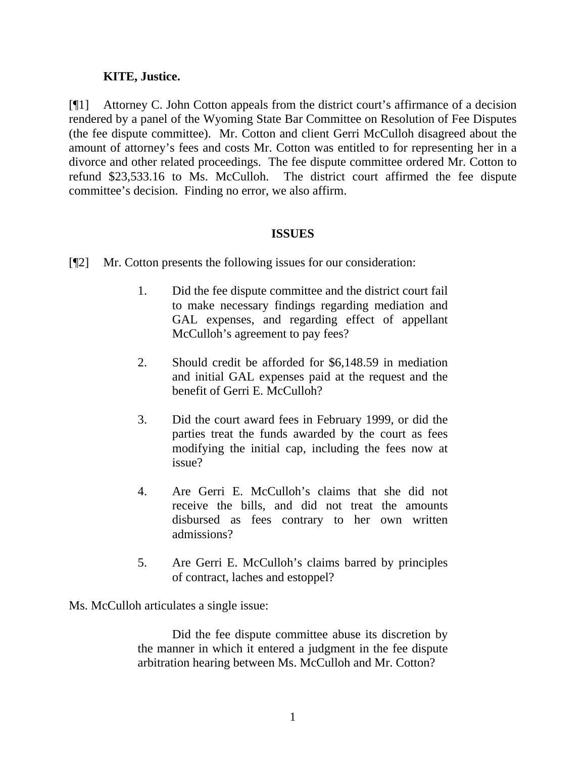**KITE, Justice.**

[¶1] Attorney C. John Cotton appeals from the district court's affirmance of a decision rendered by a panel of the Wyoming State Bar Committee on Resolution of Fee Disputes (the fee dispute committee). Mr. Cotton and client Gerri McCulloh disagreed about the amount of attorney's fees and costs Mr. Cotton was entitled to for representing her in a divorce and other related proceedings. The fee dispute committee ordered Mr. Cotton to refund $23,533.16 to Ms. McCulloh. The district court affirmed the fee dispute committee's decision. Finding no error, we also affirm.

## ISSUES

[¶2] Mr. Cotton presents the following issues for our consideration:

> 1. Did the fee dispute committee and the district court fail to make necessary findings regarding mediation and GAL expenses, and regarding effect of appellant McCulloh's agreement to pay fees?
>
> 2. Should credit be afforded for $6,148.59 in mediation and initial GAL expenses paid at the request and the benefit of Gerri E. McCulloh?
>
> 3. Did the court award fees in February 1999, or did the parties treat the funds awarded by the court as fees modifying the initial cap, including the fees now at issue?
>
> 4. Are Gerri E. McCulloh's claims that she did not receive the bills, and did not treat the amounts disbursed as fees contrary to her own written admissions?
>
> 5. Are Gerri E. McCulloh's claims barred by principles of contract, laches and estoppel?

Ms. McCulloh articulates a single issue:

> Did the fee dispute committee abuse its discretion by the manner in which it entered a judgment in the fee dispute arbitration hearing between Ms. McCulloh and Mr. Cotton?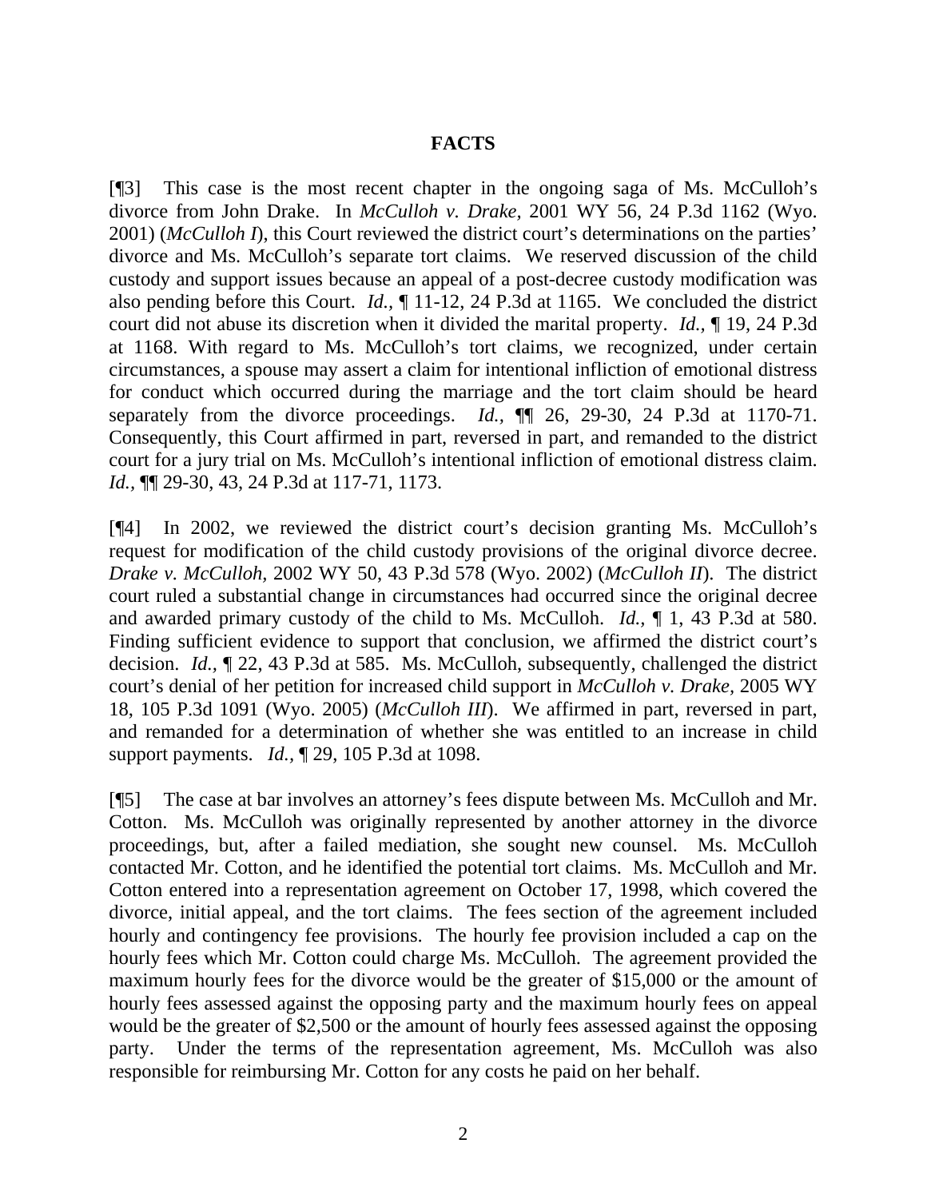## FACTS

[¶3] This case is the most recent chapter in the ongoing saga of Ms. McCulloh's divorce from John Drake. In *McCulloh v. Drake*, 2001 WY 56, 24 P.3d 1162 (Wyo. 2001) (*McCulloh I*), this Court reviewed the district court's determinations on the parties' divorce and Ms. McCulloh's separate tort claims. We reserved discussion of the child custody and support issues because an appeal of a post-decree custody modification was also pending before this Court. *Id.*, ¶ 11-12, 24 P.3d at 1165. We concluded the district court did not abuse its discretion when it divided the marital property. *Id.*, ¶ 19, 24 P.3d at 1168. With regard to Ms. McCulloh's tort claims, we recognized, under certain circumstances, a spouse may assert a claim for intentional infliction of emotional distress for conduct which occurred during the marriage and the tort claim should be heard separately from the divorce proceedings. *Id.*, ¶¶ 26, 29-30, 24 P.3d at 1170-71. Consequently, this Court affirmed in part, reversed in part, and remanded to the district court for a jury trial on Ms. McCulloh's intentional infliction of emotional distress claim. *Id.*, ¶¶ 29-30, 43, 24 P.3d at 117-71, 1173.

[¶4] In 2002, we reviewed the district court's decision granting Ms. McCulloh's request for modification of the child custody provisions of the original divorce decree. *Drake v. McCulloh*, 2002 WY 50, 43 P.3d 578 (Wyo. 2002) (*McCulloh II*). The district court ruled a substantial change in circumstances had occurred since the original decree and awarded primary custody of the child to Ms. McCulloh. *Id.*, ¶ 1, 43 P.3d at 580. Finding sufficient evidence to support that conclusion, we affirmed the district court's decision. *Id.*, ¶ 22, 43 P.3d at 585. Ms. McCulloh, subsequently, challenged the district court's denial of her petition for increased child support in *McCulloh v. Drake*, 2005 WY 18, 105 P.3d 1091 (Wyo. 2005) (*McCulloh III*). We affirmed in part, reversed in part, and remanded for a determination of whether she was entitled to an increase in child support payments. *Id.*, ¶ 29, 105 P.3d at 1098.

[¶5] The case at bar involves an attorney's fees dispute between Ms. McCulloh and Mr. Cotton. Ms. McCulloh was originally represented by another attorney in the divorce proceedings, but, after a failed mediation, she sought new counsel. Ms. McCulloh contacted Mr. Cotton, and he identified the potential tort claims. Ms. McCulloh and Mr. Cotton entered into a representation agreement on October 17, 1998, which covered the divorce, initial appeal, and the tort claims. The fees section of the agreement included hourly and contingency fee provisions. The hourly fee provision included a cap on the hourly fees which Mr. Cotton could charge Ms. McCulloh. The agreement provided the maximum hourly fees for the divorce would be the greater of $15,000 or the amount of hourly fees assessed against the opposing party and the maximum hourly fees on appeal would be the greater of $2,500 or the amount of hourly fees assessed against the opposing party. Under the terms of the representation agreement, Ms. McCulloh was also responsible for reimbursing Mr. Cotton for any costs he paid on her behalf.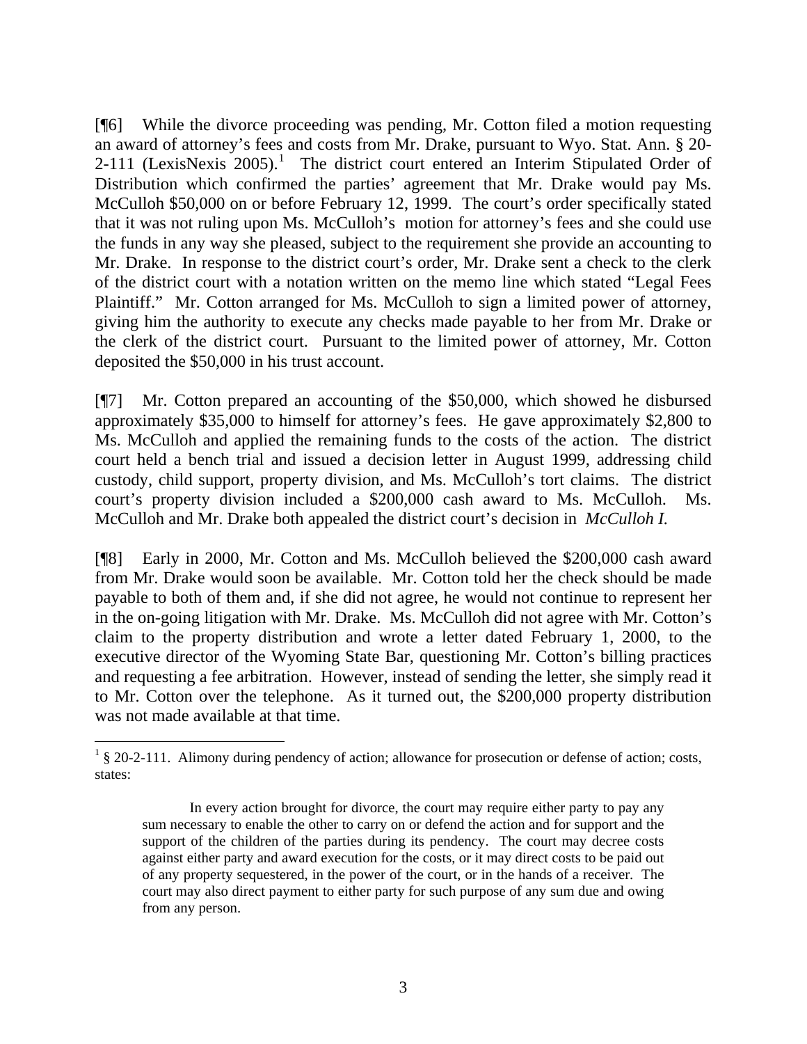[¶6] While the divorce proceeding was pending, Mr. Cotton filed a motion requesting an award of attorney's fees and costs from Mr. Drake, pursuant to Wyo. Stat. Ann. § 20-2-111 (LexisNexis 2005).[1] The district court entered an Interim Stipulated Order of Distribution which confirmed the parties' agreement that Mr. Drake would pay Ms. McCulloh $50,000 on or before February 12, 1999. The court's order specifically stated that it was not ruling upon Ms. McCulloh's motion for attorney's fees and she could use the funds in any way she pleased, subject to the requirement she provide an accounting to Mr. Drake. In response to the district court's order, Mr. Drake sent a check to the clerk of the district court with a notation written on the memo line which stated "Legal Fees Plaintiff." Mr. Cotton arranged for Ms. McCulloh to sign a limited power of attorney, giving him the authority to execute any checks made payable to her from Mr. Drake or the clerk of the district court. Pursuant to the limited power of attorney, Mr. Cotton deposited the $50,000 in his trust account.

[¶7] Mr. Cotton prepared an accounting of the $50,000, which showed he disbursed approximately $35,000 to himself for attorney's fees. He gave approximately $2,800 to Ms. McCulloh and applied the remaining funds to the costs of the action. The district court held a bench trial and issued a decision letter in August 1999, addressing child custody, child support, property division, and Ms. McCulloh's tort claims. The district court's property division included a $200,000 cash award to Ms. McCulloh. Ms. McCulloh and Mr. Drake both appealed the district court's decision in *McCulloh I.*

[¶8] Early in 2000, Mr. Cotton and Ms. McCulloh believed the $200,000 cash award from Mr. Drake would soon be available. Mr. Cotton told her the check should be made payable to both of them and, if she did not agree, he would not continue to represent her in the on-going litigation with Mr. Drake. Ms. McCulloh did not agree with Mr. Cotton's claim to the property distribution and wrote a letter dated February 1, 2000, to the executive director of the Wyoming State Bar, questioning Mr. Cotton's billing practices and requesting a fee arbitration. However, instead of sending the letter, she simply read it to Mr. Cotton over the telephone. As it turned out, the $200,000 property distribution was not made available at that time.

---

[1] § 20-2-111. Alimony during pendency of action; allowance for prosecution or defense of action; costs, states:

> In every action brought for divorce, the court may require either party to pay any sum necessary to enable the other to carry on or defend the action and for support and the support of the children of the parties during its pendency. The court may decree costs against either party and award execution for the costs, or it may direct costs to be paid out of any property sequestered, in the power of the court, or in the hands of a receiver. The court may also direct payment to either party for such purpose of any sum due and owing from any person.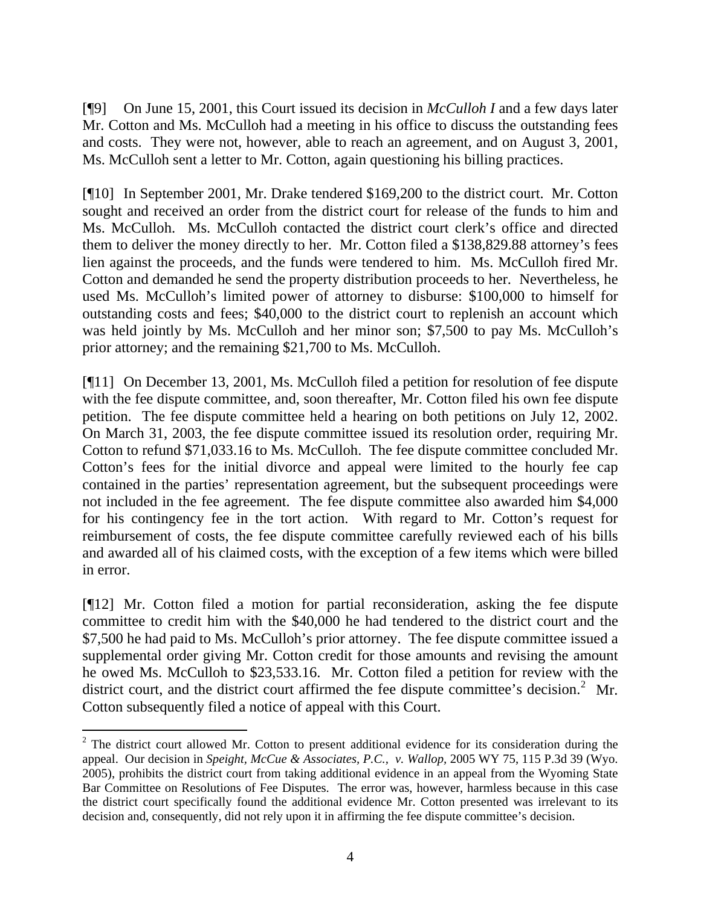[¶9] On June 15, 2001, this Court issued its decision in *McCulloh I* and a few days later Mr. Cotton and Ms. McCulloh had a meeting in his office to discuss the outstanding fees and costs. They were not, however, able to reach an agreement, and on August 3, 2001, Ms. McCulloh sent a letter to Mr. Cotton, again questioning his billing practices.

[¶10] In September 2001, Mr. Drake tendered $169,200 to the district court. Mr. Cotton sought and received an order from the district court for release of the funds to him and Ms. McCulloh. Ms. McCulloh contacted the district court clerk's office and directed them to deliver the money directly to her. Mr. Cotton filed a $138,829.88 attorney's fees lien against the proceeds, and the funds were tendered to him. Ms. McCulloh fired Mr. Cotton and demanded he send the property distribution proceeds to her. Nevertheless, he used Ms. McCulloh's limited power of attorney to disburse: $100,000 to himself for outstanding costs and fees; $40,000 to the district court to replenish an account which was held jointly by Ms. McCulloh and her minor son; $7,500 to pay Ms. McCulloh's prior attorney; and the remaining $21,700 to Ms. McCulloh.

[¶11] On December 13, 2001, Ms. McCulloh filed a petition for resolution of fee dispute with the fee dispute committee, and, soon thereafter, Mr. Cotton filed his own fee dispute petition. The fee dispute committee held a hearing on both petitions on July 12, 2002. On March 31, 2003, the fee dispute committee issued its resolution order, requiring Mr. Cotton to refund $71,033.16 to Ms. McCulloh. The fee dispute committee concluded Mr. Cotton's fees for the initial divorce and appeal were limited to the hourly fee cap contained in the parties' representation agreement, but the subsequent proceedings were not included in the fee agreement. The fee dispute committee also awarded him $4,000 for his contingency fee in the tort action. With regard to Mr. Cotton's request for reimbursement of costs, the fee dispute committee carefully reviewed each of his bills and awarded all of his claimed costs, with the exception of a few items which were billed in error.

[¶12] Mr. Cotton filed a motion for partial reconsideration, asking the fee dispute committee to credit him with the $40,000 he had tendered to the district court and the $7,500 he had paid to Ms. McCulloh's prior attorney. The fee dispute committee issued a supplemental order giving Mr. Cotton credit for those amounts and revising the amount he owed Ms. McCulloh to $23,533.16. Mr. Cotton filed a petition for review with the district court, and the district court affirmed the fee dispute committee's decision.[2] Mr. Cotton subsequently filed a notice of appeal with this Court.

---

[2] The district court allowed Mr. Cotton to present additional evidence for its consideration during the appeal. Our decision in *Speight, McCue & Associates, P.C., v. Wallop,* 2005 WY 75, 115 P.3d 39 (Wyo. 2005), prohibits the district court from taking additional evidence in an appeal from the Wyoming State Bar Committee on Resolutions of Fee Disputes. The error was, however, harmless because in this case the district court specifically found the additional evidence Mr. Cotton presented was irrelevant to its decision and, consequently, did not rely upon it in affirming the fee dispute committee's decision.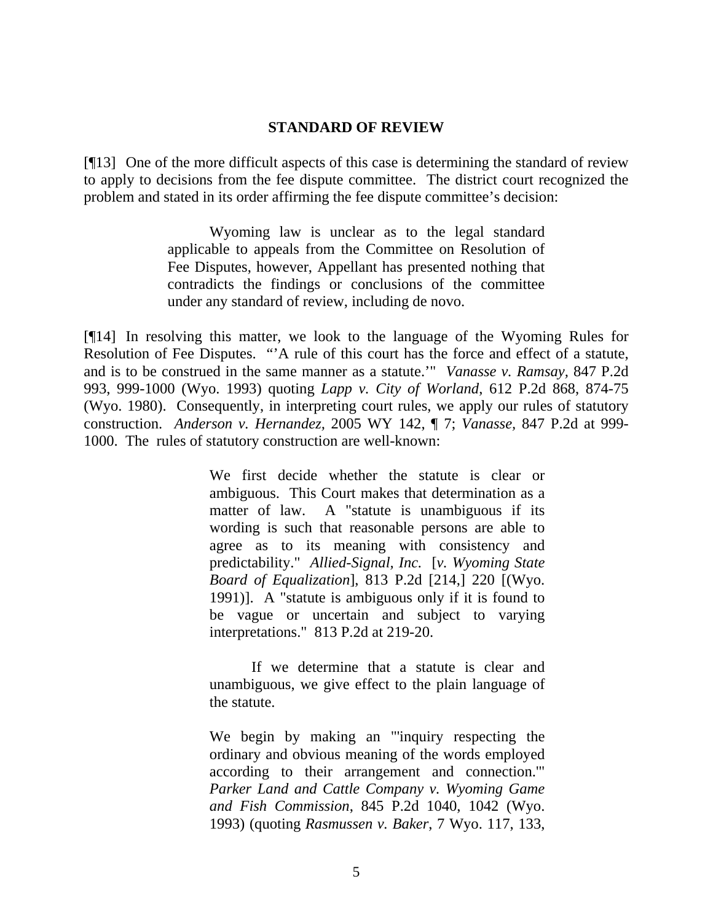## STANDARD OF REVIEW

[¶13] One of the more difficult aspects of this case is determining the standard of review to apply to decisions from the fee dispute committee. The district court recognized the problem and stated in its order affirming the fee dispute committee's decision:

> Wyoming law is unclear as to the legal standard applicable to appeals from the Committee on Resolution of Fee Disputes, however, Appellant has presented nothing that contradicts the findings or conclusions of the committee under any standard of review, including de novo.

[¶14] In resolving this matter, we look to the language of the Wyoming Rules for Resolution of Fee Disputes. "'A rule of this court has the force and effect of a statute, and is to be construed in the same manner as a statute.'" *Vanasse v. Ramsay,* 847 P.2d 993, 999-1000 (Wyo. 1993) quoting *Lapp v. City of Worland*, 612 P.2d 868, 874-75 (Wyo. 1980). Consequently, in interpreting court rules, we apply our rules of statutory construction. *Anderson v. Hernandez,* 2005 WY 142, ¶ 7; *Vanasse,* 847 P.2d at 999-1000. The rules of statutory construction are well-known:

> We first decide whether the statute is clear or ambiguous. This Court makes that determination as a matter of law. A "statute is unambiguous if its wording is such that reasonable persons are able to agree as to its meaning with consistency and predictability." *Allied-Signal, Inc.* [*v. Wyoming State Board of Equalization*], 813 P.2d [214,] 220 [(Wyo. 1991)]. A "statute is ambiguous only if it is found to be vague or uncertain and subject to varying interpretations." 813 P.2d at 219-20.
>
> If we determine that a statute is clear and unambiguous, we give effect to the plain language of the statute.
>
> We begin by making an "'inquiry respecting the ordinary and obvious meaning of the words employed according to their arrangement and connection.'" *Parker Land and Cattle Company v. Wyoming Game and Fish Commission*, 845 P.2d 1040, 1042 (Wyo. 1993) (quoting *Rasmussen v. Baker*, 7 Wyo. 117, 133,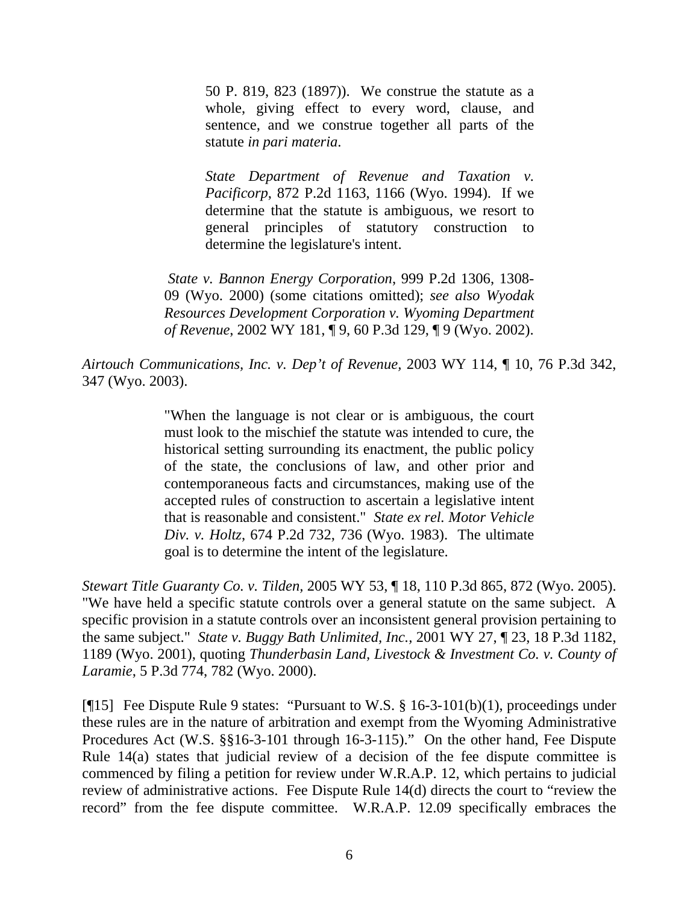> > 50 P. 819, 823 (1897)). We construe the statute as a whole, giving effect to every word, clause, and sentence, and we construe together all parts of the statute *in pari materia*.
> >
> > *State Department of Revenue and Taxation v. Pacificorp*, 872 P.2d 1163, 1166 (Wyo. 1994). If we determine that the statute is ambiguous, we resort to general principles of statutory construction to determine the legislature's intent.
>
> *State v. Bannon Energy Corporation*, 999 P.2d 1306, 1308-09 (Wyo. 2000) (some citations omitted); *see also Wyodak Resources Development Corporation v. Wyoming Department of Revenue*, 2002 WY 181, ¶ 9, 60 P.3d 129, ¶ 9 (Wyo. 2002).

*Airtouch Communications, Inc. v. Dep't of Revenue,* 2003 WY 114, ¶ 10, 76 P.3d 342, 347 (Wyo. 2003).

> "When the language is not clear or is ambiguous, the court must look to the mischief the statute was intended to cure, the historical setting surrounding its enactment, the public policy of the state, the conclusions of law, and other prior and contemporaneous facts and circumstances, making use of the accepted rules of construction to ascertain a legislative intent that is reasonable and consistent." *State ex rel. Motor Vehicle Div. v. Holtz*, 674 P.2d 732, 736 (Wyo. 1983). The ultimate goal is to determine the intent of the legislature.

*Stewart Title Guaranty Co. v. Tilden,* 2005 WY 53, ¶ 18, 110 P.3d 865, 872 (Wyo. 2005). "We have held a specific statute controls over a general statute on the same subject. A specific provision in a statute controls over an inconsistent general provision pertaining to the same subject." *State v. Buggy Bath Unlimited, Inc.*, 2001 WY 27, ¶ 23, 18 P.3d 1182, 1189 (Wyo. 2001), quoting *Thunderbasin Land, Livestock & Investment Co. v. County of Laramie*, 5 P.3d 774, 782 (Wyo. 2000).

[¶15] Fee Dispute Rule 9 states: "Pursuant to W.S. § 16-3-101(b)(1), proceedings under these rules are in the nature of arbitration and exempt from the Wyoming Administrative Procedures Act (W.S. §§16-3-101 through 16-3-115)." On the other hand, Fee Dispute Rule 14(a) states that judicial review of a decision of the fee dispute committee is commenced by filing a petition for review under W.R.A.P. 12, which pertains to judicial review of administrative actions. Fee Dispute Rule 14(d) directs the court to "review the record" from the fee dispute committee. W.R.A.P. 12.09 specifically embraces the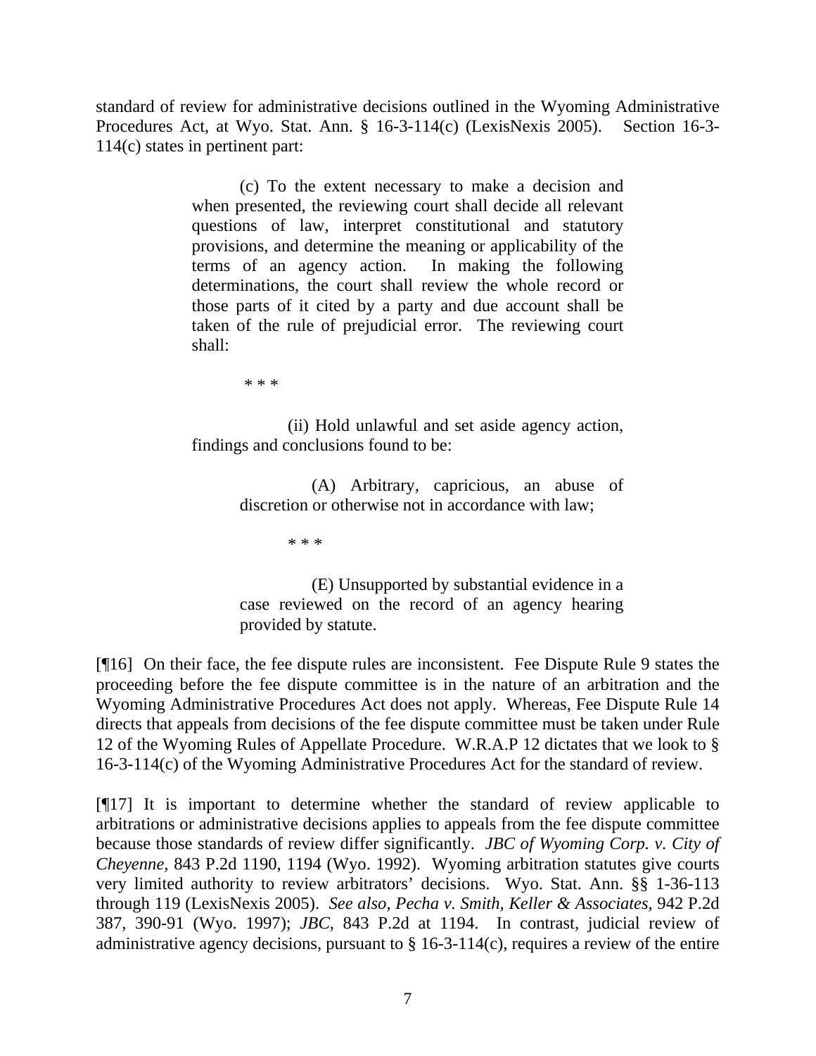standard of review for administrative decisions outlined in the Wyoming Administrative Procedures Act, at Wyo. Stat. Ann. § 16-3-114(c) (LexisNexis 2005). Section 16-3-114(c) states in pertinent part:

> (c) To the extent necessary to make a decision and when presented, the reviewing court shall decide all relevant questions of law, interpret constitutional and statutory provisions, and determine the meaning or applicability of the terms of an agency action. In making the following determinations, the court shall review the whole record or those parts of it cited by a party and due account shall be taken of the rule of prejudicial error. The reviewing court shall:
>
> * * *
>
> (ii) Hold unlawful and set aside agency action, findings and conclusions found to be:
>
> > (A) Arbitrary, capricious, an abuse of discretion or otherwise not in accordance with law;
> >
> > * * *
> >
> > (E) Unsupported by substantial evidence in a case reviewed on the record of an agency hearing provided by statute.

[¶16] On their face, the fee dispute rules are inconsistent. Fee Dispute Rule 9 states the proceeding before the fee dispute committee is in the nature of an arbitration and the Wyoming Administrative Procedures Act does not apply. Whereas, Fee Dispute Rule 14 directs that appeals from decisions of the fee dispute committee must be taken under Rule 12 of the Wyoming Rules of Appellate Procedure. W.R.A.P 12 dictates that we look to § 16-3-114(c) of the Wyoming Administrative Procedures Act for the standard of review.

[¶17] It is important to determine whether the standard of review applicable to arbitrations or administrative decisions applies to appeals from the fee dispute committee because those standards of review differ significantly. *JBC of Wyoming Corp. v. City of Cheyenne,* 843 P.2d 1190, 1194 (Wyo. 1992). Wyoming arbitration statutes give courts very limited authority to review arbitrators' decisions. Wyo. Stat. Ann. §§ 1-36-113 through 119 (LexisNexis 2005). *See also, Pecha v. Smith, Keller & Associates,* 942 P.2d 387, 390-91 (Wyo. 1997); *JBC,* 843 P.2d at 1194. In contrast, judicial review of administrative agency decisions, pursuant to § 16-3-114(c), requires a review of the entire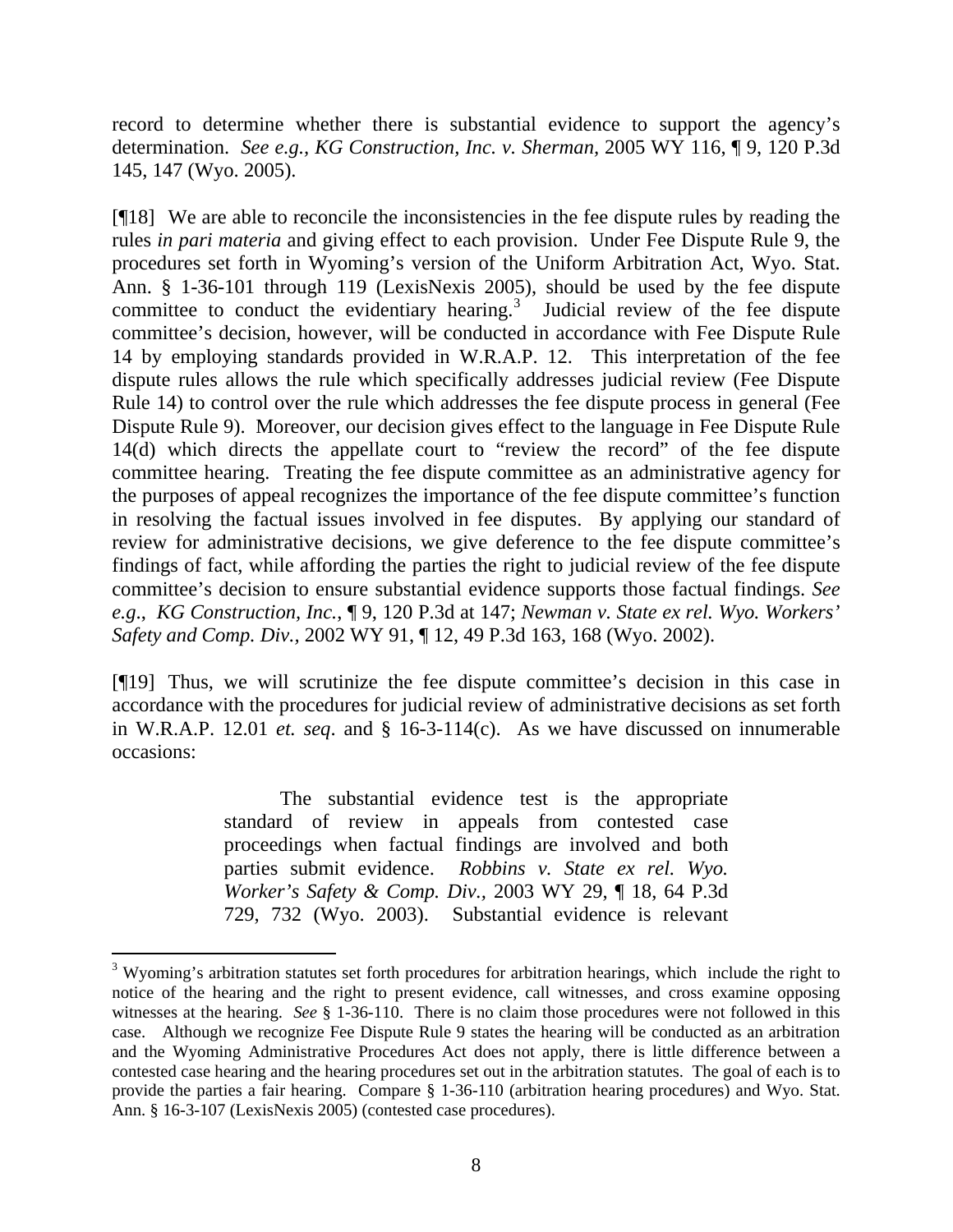record to determine whether there is substantial evidence to support the agency's determination. *See e.g., KG Construction, Inc. v. Sherman,* 2005 WY 116, ¶ 9, 120 P.3d 145, 147 (Wyo. 2005).

[¶18] We are able to reconcile the inconsistencies in the fee dispute rules by reading the rules *in pari materia* and giving effect to each provision. Under Fee Dispute Rule 9, the procedures set forth in Wyoming's version of the Uniform Arbitration Act, Wyo. Stat. Ann. § 1-36-101 through 119 (LexisNexis 2005), should be used by the fee dispute committee to conduct the evidentiary hearing.[3] Judicial review of the fee dispute committee's decision, however, will be conducted in accordance with Fee Dispute Rule 14 by employing standards provided in W.R.A.P. 12. This interpretation of the fee dispute rules allows the rule which specifically addresses judicial review (Fee Dispute Rule 14) to control over the rule which addresses the fee dispute process in general (Fee Dispute Rule 9). Moreover, our decision gives effect to the language in Fee Dispute Rule 14(d) which directs the appellate court to "review the record" of the fee dispute committee hearing. Treating the fee dispute committee as an administrative agency for the purposes of appeal recognizes the importance of the fee dispute committee's function in resolving the factual issues involved in fee disputes. By applying our standard of review for administrative decisions, we give deference to the fee dispute committee's findings of fact, while affording the parties the right to judicial review of the fee dispute committee's decision to ensure substantial evidence supports those factual findings. *See e.g., KG Construction, Inc.,* ¶ 9, 120 P.3d at 147; *Newman v. State ex rel. Wyo. Workers' Safety and Comp. Div.,* 2002 WY 91, ¶ 12, 49 P.3d 163, 168 (Wyo. 2002).

[¶19] Thus, we will scrutinize the fee dispute committee's decision in this case in accordance with the procedures for judicial review of administrative decisions as set forth in W.R.A.P. 12.01 *et. seq*. and § 16-3-114(c). As we have discussed on innumerable occasions:

> The substantial evidence test is the appropriate standard of review in appeals from contested case proceedings when factual findings are involved and both parties submit evidence. *Robbins v. State ex rel. Wyo. Worker's Safety & Comp. Div.,* 2003 WY 29, ¶ 18, 64 P.3d 729, 732 (Wyo. 2003). Substantial evidence is relevant

---

[3] Wyoming's arbitration statutes set forth procedures for arbitration hearings, which include the right to notice of the hearing and the right to present evidence, call witnesses, and cross examine opposing witnesses at the hearing. *See* § 1-36-110. There is no claim those procedures were not followed in this case. Although we recognize Fee Dispute Rule 9 states the hearing will be conducted as an arbitration and the Wyoming Administrative Procedures Act does not apply, there is little difference between a contested case hearing and the hearing procedures set out in the arbitration statutes. The goal of each is to provide the parties a fair hearing. Compare § 1-36-110 (arbitration hearing procedures) and Wyo. Stat. Ann. § 16-3-107 (LexisNexis 2005) (contested case procedures).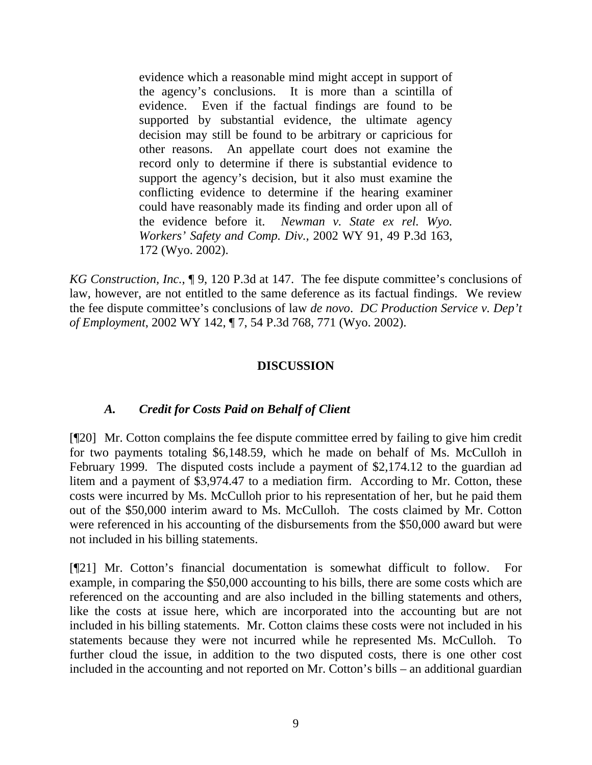> evidence which a reasonable mind might accept in support of the agency's conclusions. It is more than a scintilla of evidence. Even if the factual findings are found to be supported by substantial evidence, the ultimate agency decision may still be found to be arbitrary or capricious for other reasons. An appellate court does not examine the record only to determine if there is substantial evidence to support the agency's decision, but it also must examine the conflicting evidence to determine if the hearing examiner could have reasonably made its finding and order upon all of the evidence before it. *Newman v. State ex rel. Wyo. Workers' Safety and Comp. Div.,* 2002 WY 91, 49 P.3d 163, 172 (Wyo. 2002).

*KG Construction, Inc.*, ¶ 9, 120 P.3d at 147. The fee dispute committee's conclusions of law, however, are not entitled to the same deference as its factual findings. We review the fee dispute committee's conclusions of law *de novo*. *DC Production Service v. Dep't of Employment*, 2002 WY 142, ¶ 7, 54 P.3d 768, 771 (Wyo. 2002).

## DISCUSSION

### *A. Credit for Costs Paid on Behalf of Client*

[¶20] Mr. Cotton complains the fee dispute committee erred by failing to give him credit for two payments totaling $6,148.59, which he made on behalf of Ms. McCulloh in February 1999. The disputed costs include a payment of $2,174.12 to the guardian ad litem and a payment of $3,974.47 to a mediation firm. According to Mr. Cotton, these costs were incurred by Ms. McCulloh prior to his representation of her, but he paid them out of the $50,000 interim award to Ms. McCulloh. The costs claimed by Mr. Cotton were referenced in his accounting of the disbursements from the $50,000 award but were not included in his billing statements.

[¶21] Mr. Cotton's financial documentation is somewhat difficult to follow. For example, in comparing the $50,000 accounting to his bills, there are some costs which are referenced on the accounting and are also included in the billing statements and others, like the costs at issue here, which are incorporated into the accounting but are not included in his billing statements. Mr. Cotton claims these costs were not included in his statements because they were not incurred while he represented Ms. McCulloh. To further cloud the issue, in addition to the two disputed costs, there is one other cost included in the accounting and not reported on Mr. Cotton's bills – an additional guardian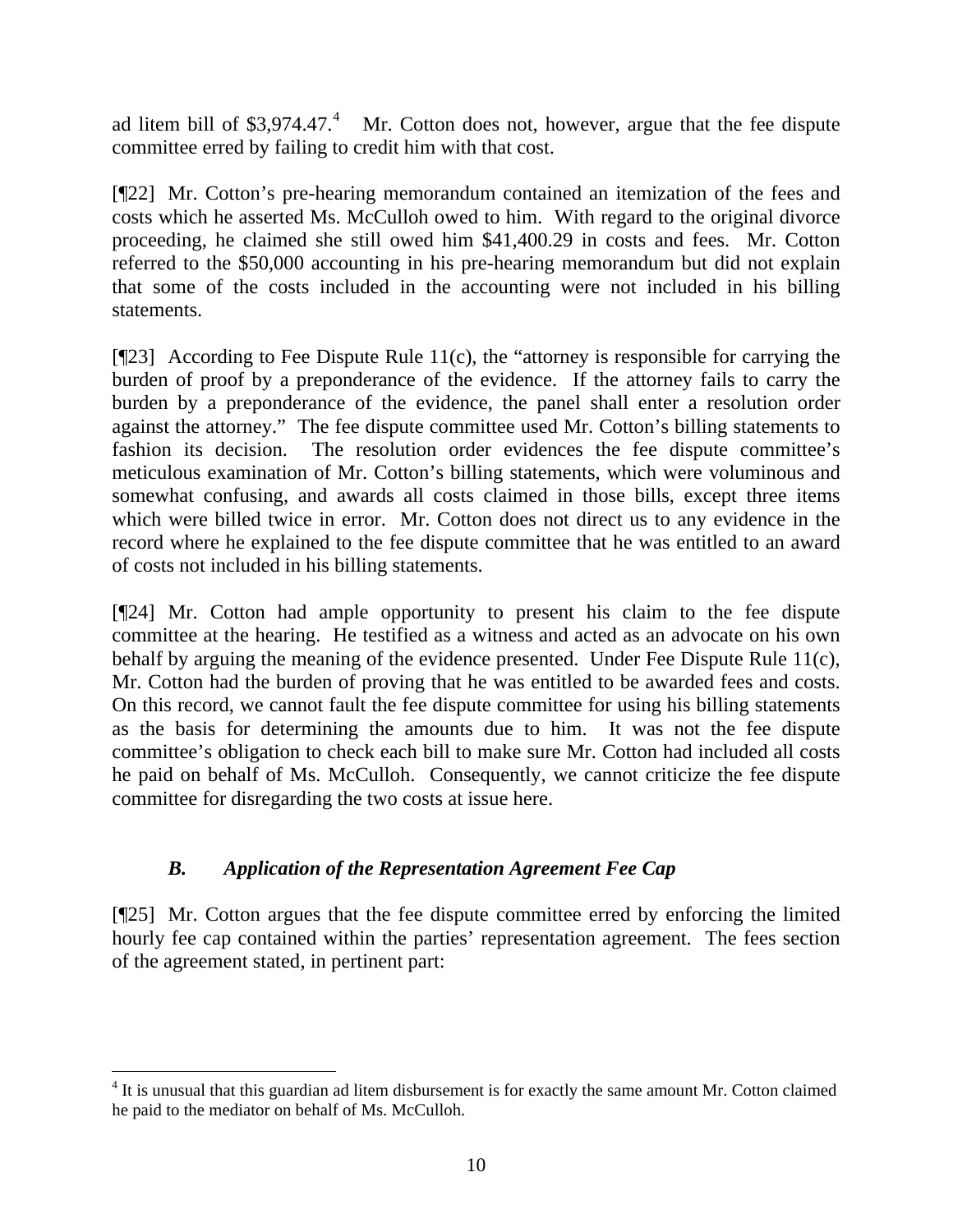ad litem bill of $3,974.47.[4] Mr. Cotton does not, however, argue that the fee dispute committee erred by failing to credit him with that cost.

[¶22] Mr. Cotton's pre-hearing memorandum contained an itemization of the fees and costs which he asserted Ms. McCulloh owed to him. With regard to the original divorce proceeding, he claimed she still owed him $41,400.29 in costs and fees. Mr. Cotton referred to the $50,000 accounting in his pre-hearing memorandum but did not explain that some of the costs included in the accounting were not included in his billing statements.

[¶23] According to Fee Dispute Rule 11(c), the "attorney is responsible for carrying the burden of proof by a preponderance of the evidence. If the attorney fails to carry the burden by a preponderance of the evidence, the panel shall enter a resolution order against the attorney." The fee dispute committee used Mr. Cotton's billing statements to fashion its decision. The resolution order evidences the fee dispute committee's meticulous examination of Mr. Cotton's billing statements, which were voluminous and somewhat confusing, and awards all costs claimed in those bills, except three items which were billed twice in error. Mr. Cotton does not direct us to any evidence in the record where he explained to the fee dispute committee that he was entitled to an award of costs not included in his billing statements.

[¶24] Mr. Cotton had ample opportunity to present his claim to the fee dispute committee at the hearing. He testified as a witness and acted as an advocate on his own behalf by arguing the meaning of the evidence presented. Under Fee Dispute Rule 11(c), Mr. Cotton had the burden of proving that he was entitled to be awarded fees and costs. On this record, we cannot fault the fee dispute committee for using his billing statements as the basis for determining the amounts due to him. It was not the fee dispute committee's obligation to check each bill to make sure Mr. Cotton had included all costs he paid on behalf of Ms. McCulloh. Consequently, we cannot criticize the fee dispute committee for disregarding the two costs at issue here.

### *B. Application of the Representation Agreement Fee Cap*

[¶25] Mr. Cotton argues that the fee dispute committee erred by enforcing the limited hourly fee cap contained within the parties' representation agreement. The fees section of the agreement stated, in pertinent part:

---

[4] It is unusual that this guardian ad litem disbursement is for exactly the same amount Mr. Cotton claimed he paid to the mediator on behalf of Ms. McCulloh.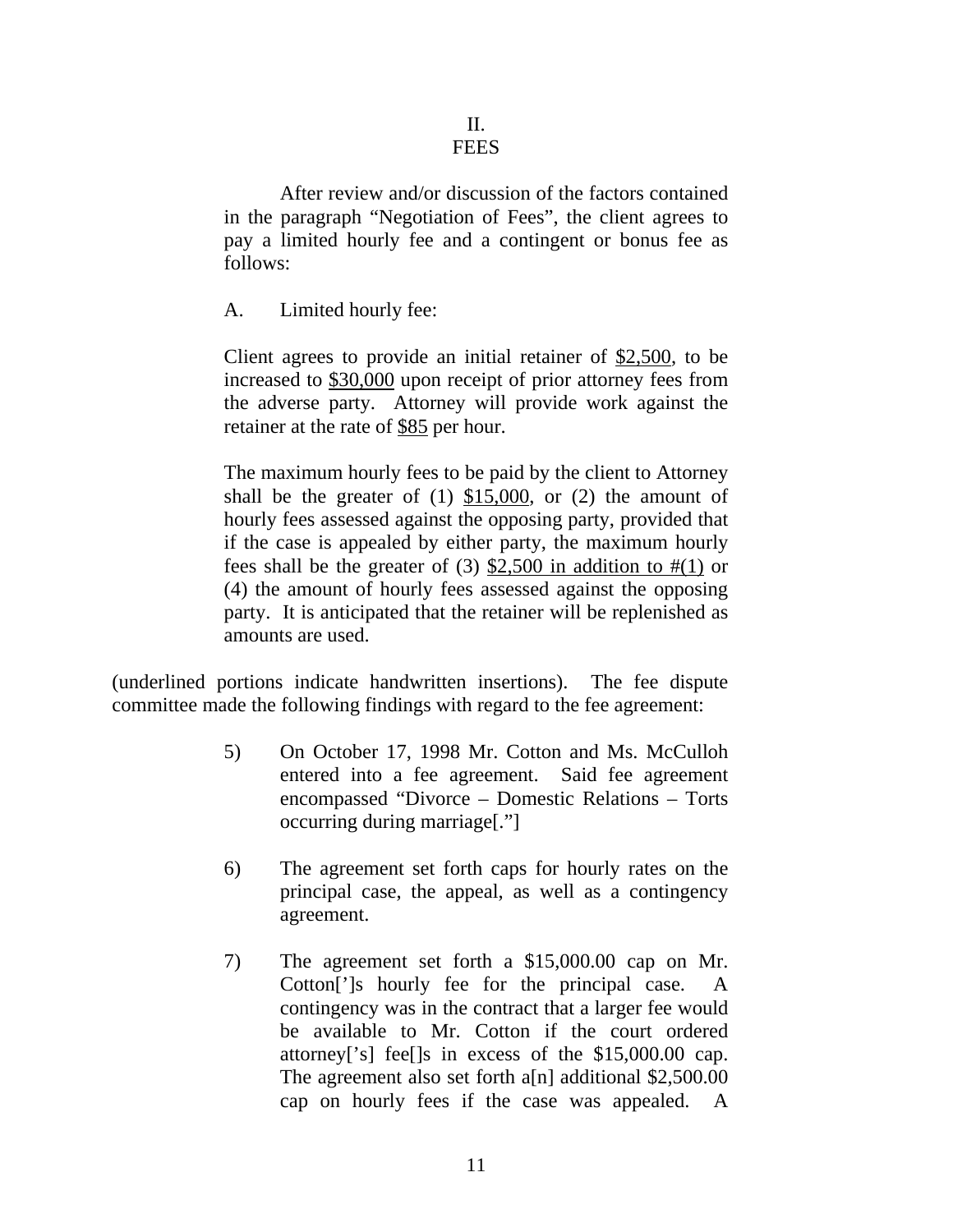## II.
## FEES

> After review and/or discussion of the factors contained in the paragraph "Negotiation of Fees", the client agrees to pay a limited hourly fee and a contingent or bonus fee as follows:
>
> A. Limited hourly fee:
>
> Client agrees to provide an initial retainer of <u>$2,500</u>, to be increased to <u>$30,000</u> upon receipt of prior attorney fees from the adverse party. Attorney will provide work against the retainer at the rate of <u>$85</u> per hour.
>
> The maximum hourly fees to be paid by the client to Attorney shall be the greater of (1) <u>$15,000</u>, or (2) the amount of hourly fees assessed against the opposing party, provided that if the case is appealed by either party, the maximum hourly fees shall be the greater of (3) <u>$2,500 in addition to #(1)</u> or (4) the amount of hourly fees assessed against the opposing party. It is anticipated that the retainer will be replenished as amounts are used.

(underlined portions indicate handwritten insertions). The fee dispute committee made the following findings with regard to the fee agreement:

> 5) On October 17, 1998 Mr. Cotton and Ms. McCulloh entered into a fee agreement. Said fee agreement encompassed "Divorce – Domestic Relations – Torts occurring during marriage[."]
>
> 6) The agreement set forth caps for hourly rates on the principal case, the appeal, as well as a contingency agreement.
>
> 7) The agreement set forth a $15,000.00 cap on Mr. Cotton[']s hourly fee for the principal case. A contingency was in the contract that a larger fee would be available to Mr. Cotton if the court ordered attorney['s] fee[]s in excess of the $15,000.00 cap. The agreement also set forth a[n] additional $2,500.00 cap on hourly fees if the case was appealed. A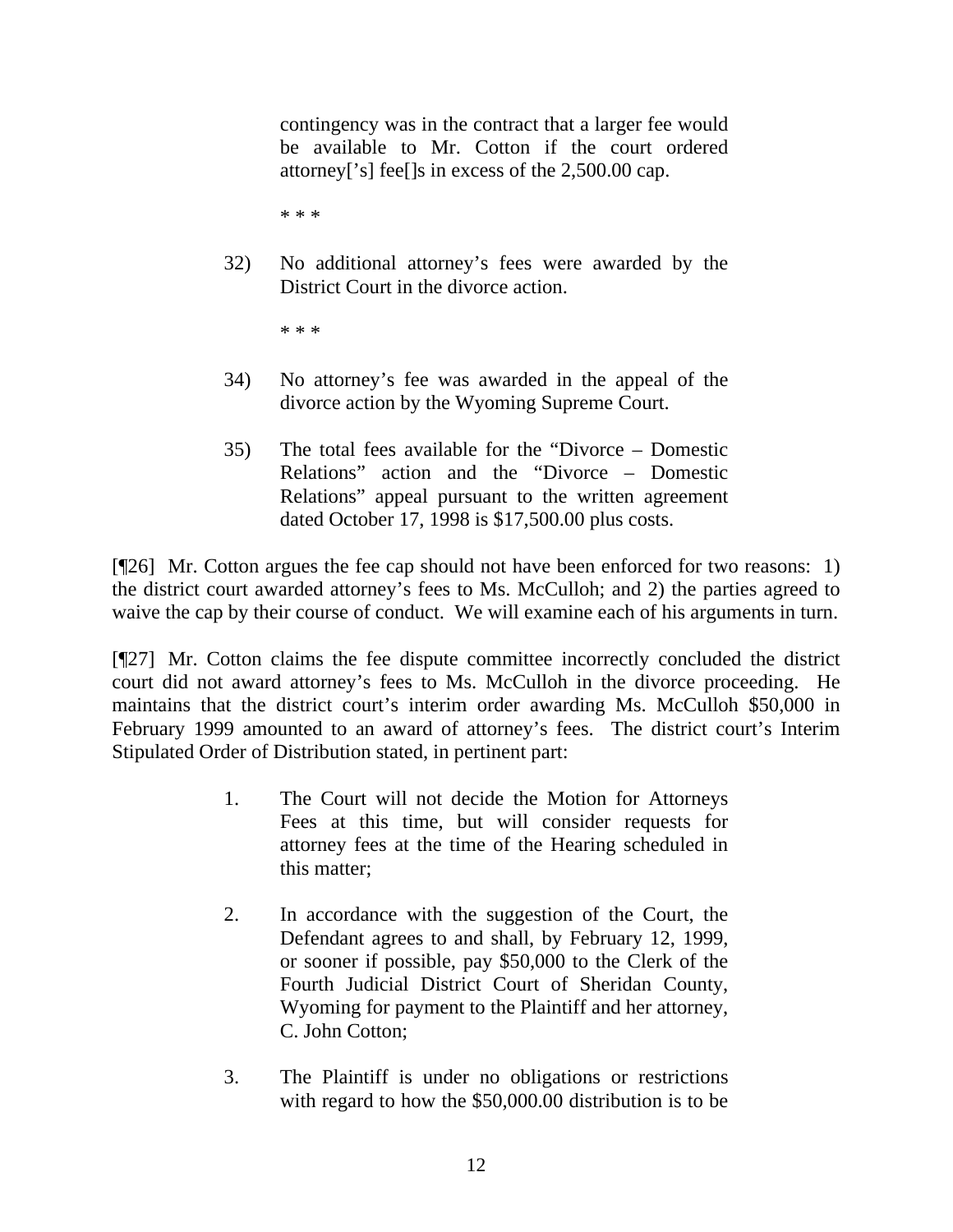> contingency was in the contract that a larger fee would be available to Mr. Cotton if the court ordered attorney['s] fee[]s in excess of the 2,500.00 cap.
>
> * * *
>
> 32) No additional attorney's fees were awarded by the District Court in the divorce action.
>
> * * *
>
> 34) No attorney's fee was awarded in the appeal of the divorce action by the Wyoming Supreme Court.
>
> 35) The total fees available for the "Divorce – Domestic Relations" action and the "Divorce – Domestic Relations" appeal pursuant to the written agreement dated October 17, 1998 is $17,500.00 plus costs.

[¶26] Mr. Cotton argues the fee cap should not have been enforced for two reasons: 1) the district court awarded attorney's fees to Ms. McCulloh; and 2) the parties agreed to waive the cap by their course of conduct. We will examine each of his arguments in turn.

[¶27] Mr. Cotton claims the fee dispute committee incorrectly concluded the district court did not award attorney's fees to Ms. McCulloh in the divorce proceeding. He maintains that the district court's interim order awarding Ms. McCulloh $50,000 in February 1999 amounted to an award of attorney's fees. The district court's Interim Stipulated Order of Distribution stated, in pertinent part:

> 1. The Court will not decide the Motion for Attorneys Fees at this time, but will consider requests for attorney fees at the time of the Hearing scheduled in this matter;
>
> 2. In accordance with the suggestion of the Court, the Defendant agrees to and shall, by February 12, 1999, or sooner if possible, pay $50,000 to the Clerk of the Fourth Judicial District Court of Sheridan County, Wyoming for payment to the Plaintiff and her attorney, C. John Cotton;
>
> 3. The Plaintiff is under no obligations or restrictions with regard to how the $50,000.00 distribution is to be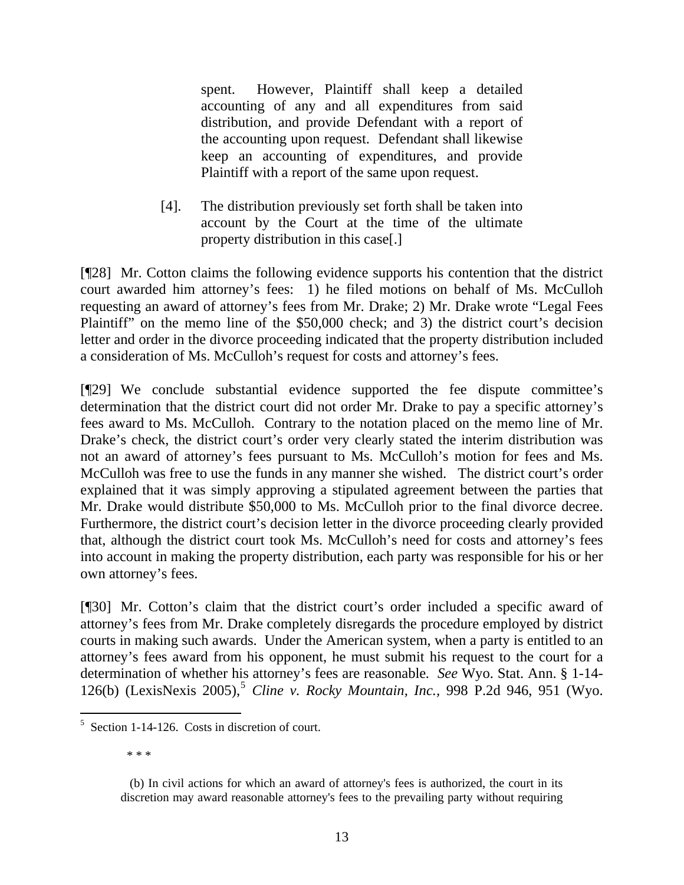> spent. However, Plaintiff shall keep a detailed accounting of any and all expenditures from said distribution, and provide Defendant with a report of the accounting upon request. Defendant shall likewise keep an accounting of expenditures, and provide Plaintiff with a report of the same upon request.
>
> [4]. The distribution previously set forth shall be taken into account by the Court at the time of the ultimate property distribution in this case[.]

[¶28] Mr. Cotton claims the following evidence supports his contention that the district court awarded him attorney's fees: 1) he filed motions on behalf of Ms. McCulloh requesting an award of attorney's fees from Mr. Drake; 2) Mr. Drake wrote "Legal Fees Plaintiff" on the memo line of the $50,000 check; and 3) the district court's decision letter and order in the divorce proceeding indicated that the property distribution included a consideration of Ms. McCulloh's request for costs and attorney's fees.

[¶29] We conclude substantial evidence supported the fee dispute committee's determination that the district court did not order Mr. Drake to pay a specific attorney's fees award to Ms. McCulloh. Contrary to the notation placed on the memo line of Mr. Drake's check, the district court's order very clearly stated the interim distribution was not an award of attorney's fees pursuant to Ms. McCulloh's motion for fees and Ms. McCulloh was free to use the funds in any manner she wished. The district court's order explained that it was simply approving a stipulated agreement between the parties that Mr. Drake would distribute $50,000 to Ms. McCulloh prior to the final divorce decree. Furthermore, the district court's decision letter in the divorce proceeding clearly provided that, although the district court took Ms. McCulloh's need for costs and attorney's fees into account in making the property distribution, each party was responsible for his or her own attorney's fees.

[¶30] Mr. Cotton's claim that the district court's order included a specific award of attorney's fees from Mr. Drake completely disregards the procedure employed by district courts in making such awards. Under the American system, when a party is entitled to an attorney's fees award from his opponent, he must submit his request to the court for a determination of whether his attorney's fees are reasonable. *See* Wyo. Stat. Ann. § 1-14-126(b) (LexisNexis 2005),[5] *Cline v. Rocky Mountain, Inc.*, 998 P.2d 946, 951 (Wyo.

---

[5] Section 1-14-126. Costs in discretion of court.

\* \* \*

(b) In civil actions for which an award of attorney's fees is authorized, the court in its discretion may award reasonable attorney's fees to the prevailing party without requiring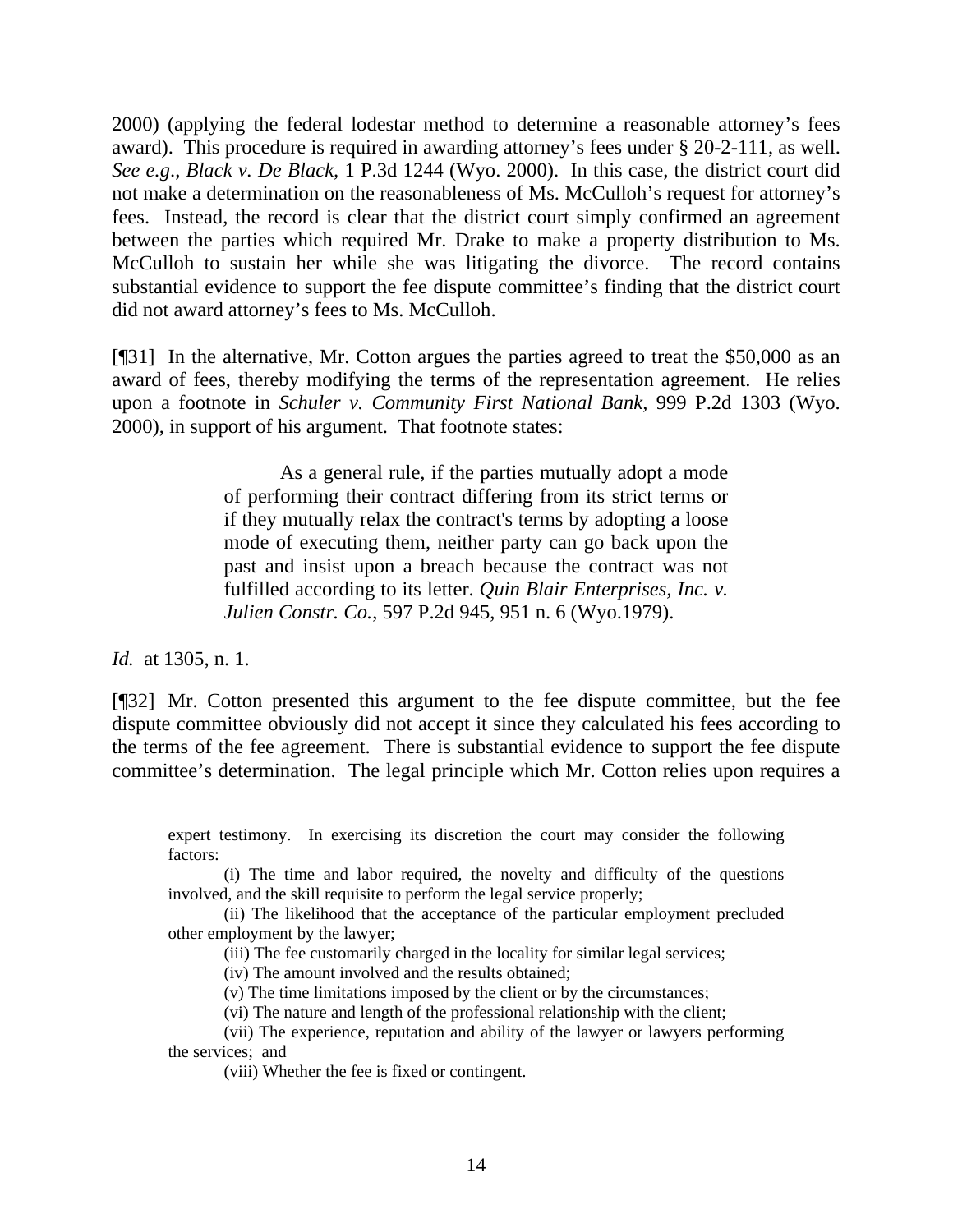2000) (applying the federal lodestar method to determine a reasonable attorney's fees award). This procedure is required in awarding attorney's fees under § 20-2-111, as well. *See e.g.*, *Black v. De Black*, 1 P.3d 1244 (Wyo. 2000). In this case, the district court did not make a determination on the reasonableness of Ms. McCulloh's request for attorney's fees. Instead, the record is clear that the district court simply confirmed an agreement between the parties which required Mr. Drake to make a property distribution to Ms. McCulloh to sustain her while she was litigating the divorce. The record contains substantial evidence to support the fee dispute committee's finding that the district court did not award attorney's fees to Ms. McCulloh.

[¶31] In the alternative, Mr. Cotton argues the parties agreed to treat the $50,000 as an award of fees, thereby modifying the terms of the representation agreement. He relies upon a footnote in *Schuler v. Community First National Bank*, 999 P.2d 1303 (Wyo. 2000), in support of his argument. That footnote states:

> As a general rule, if the parties mutually adopt a mode of performing their contract differing from its strict terms or if they mutually relax the contract's terms by adopting a loose mode of executing them, neither party can go back upon the past and insist upon a breach because the contract was not fulfilled according to its letter. *Quin Blair Enterprises, Inc. v. Julien Constr. Co.*, 597 P.2d 945, 951 n. 6 (Wyo.1979).

*Id.* at 1305, n. 1.

[¶32] Mr. Cotton presented this argument to the fee dispute committee, but the fee dispute committee obviously did not accept it since they calculated his fees according to the terms of the fee agreement. There is substantial evidence to support the fee dispute committee's determination. The legal principle which Mr. Cotton relies upon requires a

---

expert testimony. In exercising its discretion the court may consider the following factors:

(i) The time and labor required, the novelty and difficulty of the questions involved, and the skill requisite to perform the legal service properly;

(ii) The likelihood that the acceptance of the particular employment precluded other employment by the lawyer;

(iii) The fee customarily charged in the locality for similar legal services;

(iv) The amount involved and the results obtained;

(v) The time limitations imposed by the client or by the circumstances;

(vi) The nature and length of the professional relationship with the client;

(vii) The experience, reputation and ability of the lawyer or lawyers performing the services; and

(viii) Whether the fee is fixed or contingent.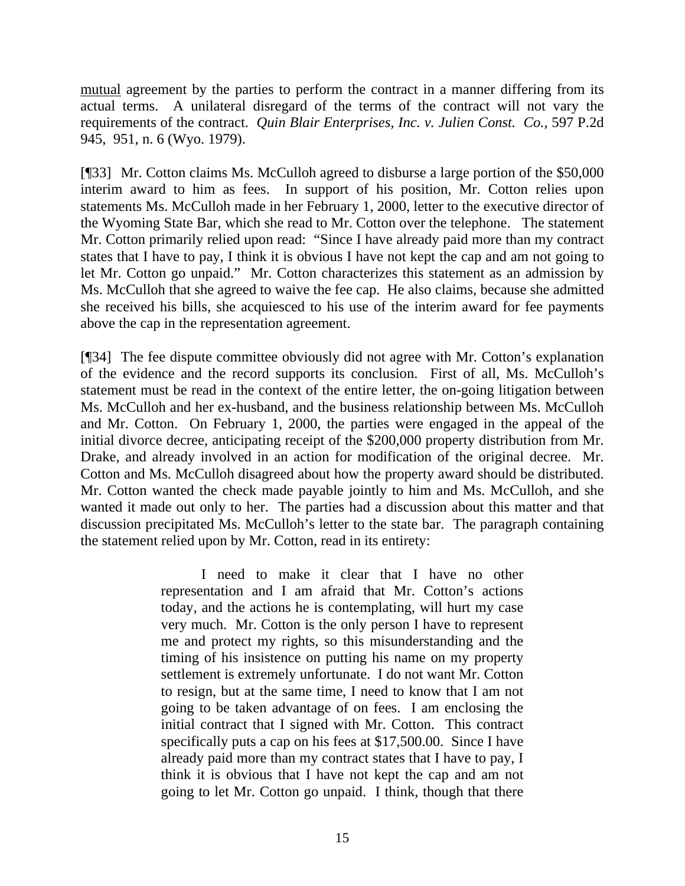mutual agreement by the parties to perform the contract in a manner differing from its actual terms. A unilateral disregard of the terms of the contract will not vary the requirements of the contract. *Quin Blair Enterprises, Inc. v. Julien Const. Co.*, 597 P.2d 945, 951, n. 6 (Wyo. 1979).

[¶33] Mr. Cotton claims Ms. McCulloh agreed to disburse a large portion of the $50,000 interim award to him as fees. In support of his position, Mr. Cotton relies upon statements Ms. McCulloh made in her February 1, 2000, letter to the executive director of the Wyoming State Bar, which she read to Mr. Cotton over the telephone. The statement Mr. Cotton primarily relied upon read: "Since I have already paid more than my contract states that I have to pay, I think it is obvious I have not kept the cap and am not going to let Mr. Cotton go unpaid." Mr. Cotton characterizes this statement as an admission by Ms. McCulloh that she agreed to waive the fee cap. He also claims, because she admitted she received his bills, she acquiesced to his use of the interim award for fee payments above the cap in the representation agreement.

[¶34] The fee dispute committee obviously did not agree with Mr. Cotton's explanation of the evidence and the record supports its conclusion. First of all, Ms. McCulloh's statement must be read in the context of the entire letter, the on-going litigation between Ms. McCulloh and her ex-husband, and the business relationship between Ms. McCulloh and Mr. Cotton. On February 1, 2000, the parties were engaged in the appeal of the initial divorce decree, anticipating receipt of the $200,000 property distribution from Mr. Drake, and already involved in an action for modification of the original decree. Mr. Cotton and Ms. McCulloh disagreed about how the property award should be distributed. Mr. Cotton wanted the check made payable jointly to him and Ms. McCulloh, and she wanted it made out only to her. The parties had a discussion about this matter and that discussion precipitated Ms. McCulloh's letter to the state bar. The paragraph containing the statement relied upon by Mr. Cotton, read in its entirety:

> I need to make it clear that I have no other representation and I am afraid that Mr. Cotton's actions today, and the actions he is contemplating, will hurt my case very much. Mr. Cotton is the only person I have to represent me and protect my rights, so this misunderstanding and the timing of his insistence on putting his name on my property settlement is extremely unfortunate. I do not want Mr. Cotton to resign, but at the same time, I need to know that I am not going to be taken advantage of on fees. I am enclosing the initial contract that I signed with Mr. Cotton. This contract specifically puts a cap on his fees at $17,500.00. Since I have already paid more than my contract states that I have to pay, I think it is obvious that I have not kept the cap and am not going to let Mr. Cotton go unpaid. I think, though that there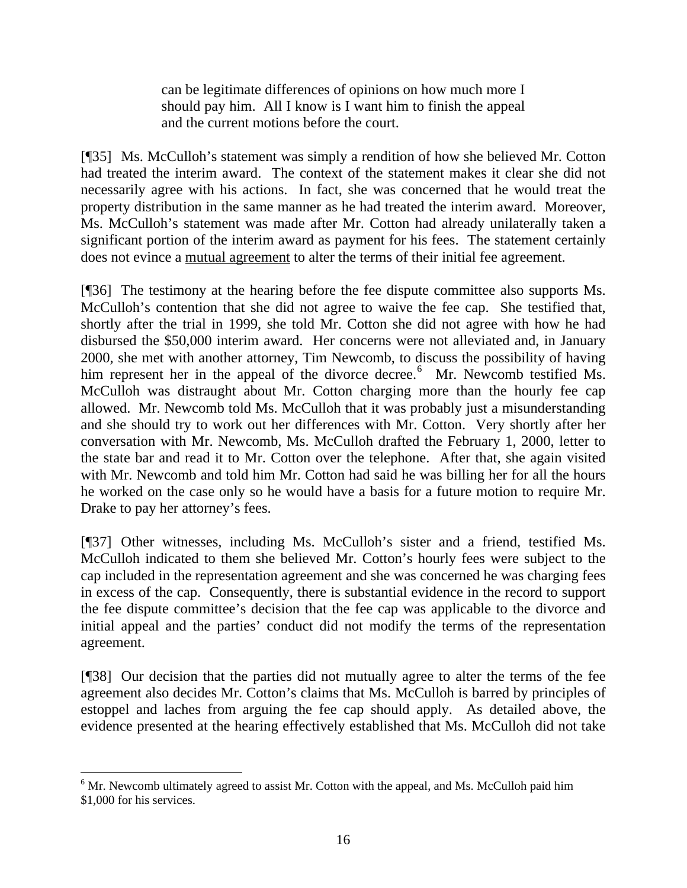> can be legitimate differences of opinions on how much more I should pay him. All I know is I want him to finish the appeal and the current motions before the court.

[¶35] Ms. McCulloh's statement was simply a rendition of how she believed Mr. Cotton had treated the interim award. The context of the statement makes it clear she did not necessarily agree with his actions. In fact, she was concerned that he would treat the property distribution in the same manner as he had treated the interim award. Moreover, Ms. McCulloh's statement was made after Mr. Cotton had already unilaterally taken a significant portion of the interim award as payment for his fees. The statement certainly does not evince a <u>mutual agreement</u> to alter the terms of their initial fee agreement.

[¶36] The testimony at the hearing before the fee dispute committee also supports Ms. McCulloh's contention that she did not agree to waive the fee cap. She testified that, shortly after the trial in 1999, she told Mr. Cotton she did not agree with how he had disbursed the $50,000 interim award. Her concerns were not alleviated and, in January 2000, she met with another attorney, Tim Newcomb, to discuss the possibility of having him represent her in the appeal of the divorce decree.[6] Mr. Newcomb testified Ms. McCulloh was distraught about Mr. Cotton charging more than the hourly fee cap allowed. Mr. Newcomb told Ms. McCulloh that it was probably just a misunderstanding and she should try to work out her differences with Mr. Cotton. Very shortly after her conversation with Mr. Newcomb, Ms. McCulloh drafted the February 1, 2000, letter to the state bar and read it to Mr. Cotton over the telephone. After that, she again visited with Mr. Newcomb and told him Mr. Cotton had said he was billing her for all the hours he worked on the case only so he would have a basis for a future motion to require Mr. Drake to pay her attorney's fees.

[¶37] Other witnesses, including Ms. McCulloh's sister and a friend, testified Ms. McCulloh indicated to them she believed Mr. Cotton's hourly fees were subject to the cap included in the representation agreement and she was concerned he was charging fees in excess of the cap. Consequently, there is substantial evidence in the record to support the fee dispute committee's decision that the fee cap was applicable to the divorce and initial appeal and the parties' conduct did not modify the terms of the representation agreement.

[¶38] Our decision that the parties did not mutually agree to alter the terms of the fee agreement also decides Mr. Cotton's claims that Ms. McCulloh is barred by principles of estoppel and laches from arguing the fee cap should apply. As detailed above, the evidence presented at the hearing effectively established that Ms. McCulloh did not take

---

[6] Mr. Newcomb ultimately agreed to assist Mr. Cotton with the appeal, and Ms. McCulloh paid him $1,000 for his services.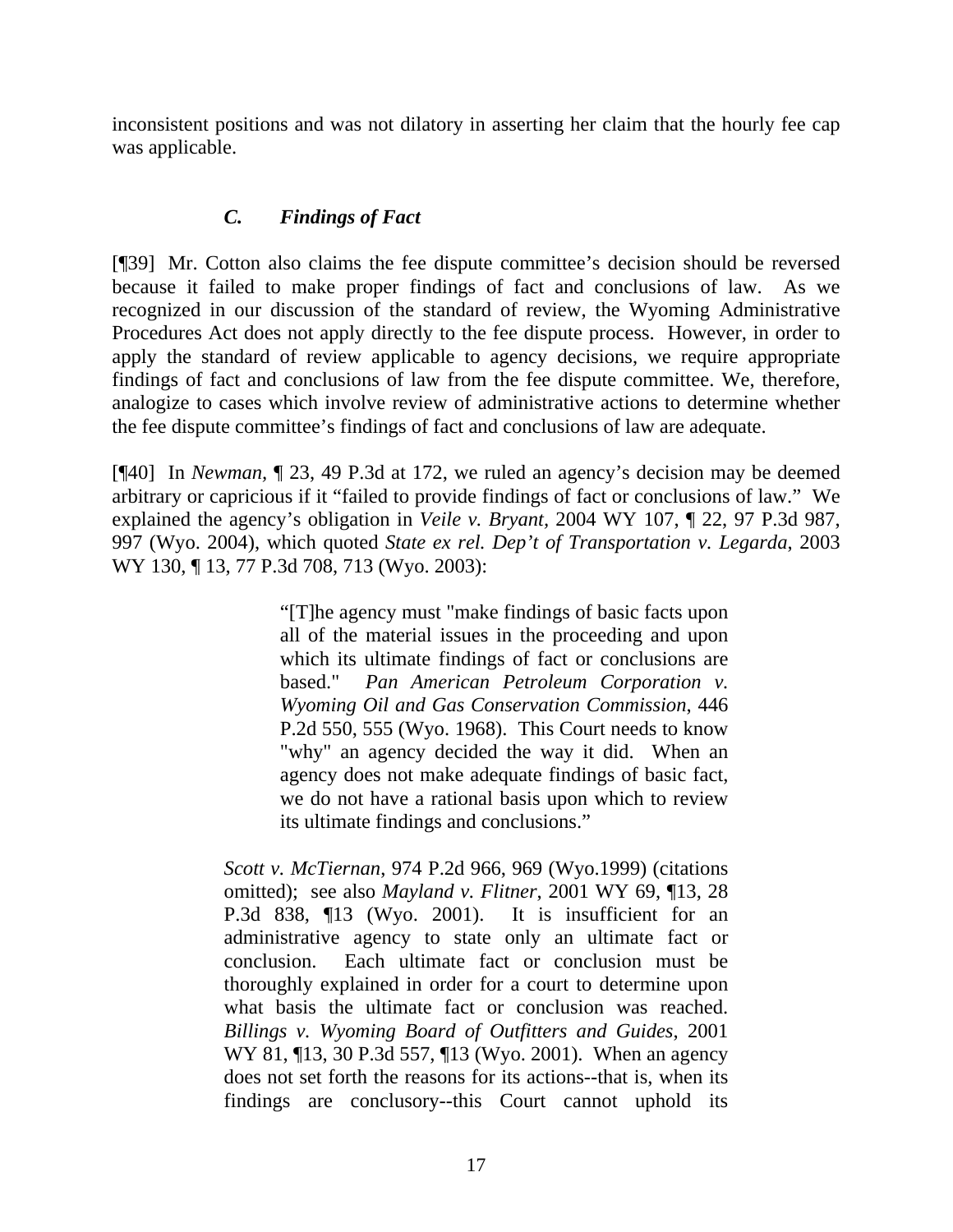inconsistent positions and was not dilatory in asserting her claim that the hourly fee cap was applicable.

### *C. Findings of Fact*

[¶39] Mr. Cotton also claims the fee dispute committee's decision should be reversed because it failed to make proper findings of fact and conclusions of law. As we recognized in our discussion of the standard of review, the Wyoming Administrative Procedures Act does not apply directly to the fee dispute process. However, in order to apply the standard of review applicable to agency decisions, we require appropriate findings of fact and conclusions of law from the fee dispute committee. We, therefore, analogize to cases which involve review of administrative actions to determine whether the fee dispute committee's findings of fact and conclusions of law are adequate.

[¶40] In *Newman,* ¶ 23, 49 P.3d at 172, we ruled an agency's decision may be deemed arbitrary or capricious if it "failed to provide findings of fact or conclusions of law." We explained the agency's obligation in *Veile v. Bryant,* 2004 WY 107, ¶ 22, 97 P.3d 987, 997 (Wyo. 2004), which quoted *State ex rel. Dep't of Transportation v. Legarda*, 2003 WY 130, ¶ 13, 77 P.3d 708, 713 (Wyo. 2003):

> > "[T]he agency must "make findings of basic facts upon all of the material issues in the proceeding and upon which its ultimate findings of fact or conclusions are based." *Pan American Petroleum Corporation v. Wyoming Oil and Gas Conservation Commission*, 446 P.2d 550, 555 (Wyo. 1968). This Court needs to know "why" an agency decided the way it did. When an agency does not make adequate findings of basic fact, we do not have a rational basis upon which to review its ultimate findings and conclusions."
>
> *Scott v. McTiernan*, 974 P.2d 966, 969 (Wyo.1999) (citations omitted); see also *Mayland v. Flitner*, 2001 WY 69, ¶13, 28 P.3d 838, ¶13 (Wyo. 2001). It is insufficient for an administrative agency to state only an ultimate fact or conclusion. Each ultimate fact or conclusion must be thoroughly explained in order for a court to determine upon what basis the ultimate fact or conclusion was reached. *Billings v. Wyoming Board of Outfitters and Guides*, 2001 WY 81, ¶13, 30 P.3d 557, ¶13 (Wyo. 2001). When an agency does not set forth the reasons for its actions--that is, when its findings are conclusory--this Court cannot uphold its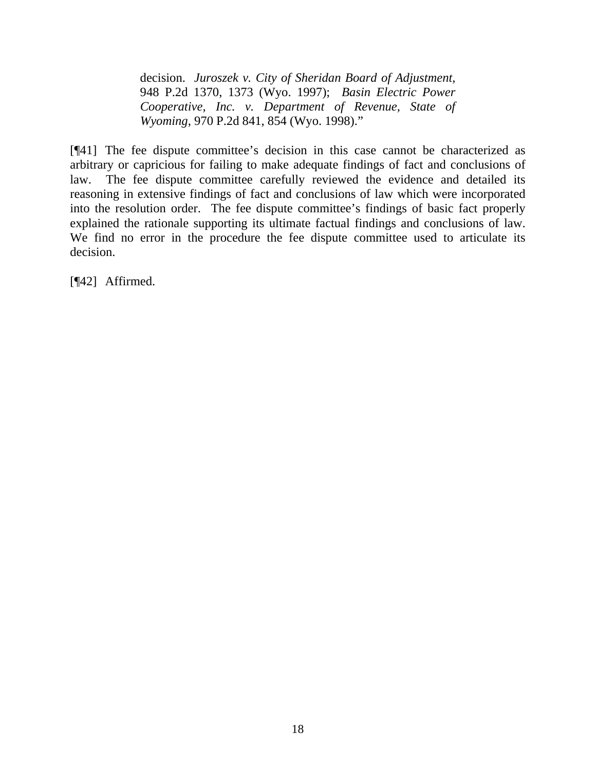> decision. *Juroszek v. City of Sheridan Board of Adjustment*, 948 P.2d 1370, 1373 (Wyo. 1997); *Basin Electric Power Cooperative, Inc. v. Department of Revenue, State of Wyoming*, 970 P.2d 841, 854 (Wyo. 1998)."

[¶41] The fee dispute committee's decision in this case cannot be characterized as arbitrary or capricious for failing to make adequate findings of fact and conclusions of law. The fee dispute committee carefully reviewed the evidence and detailed its reasoning in extensive findings of fact and conclusions of law which were incorporated into the resolution order. The fee dispute committee's findings of basic fact properly explained the rationale supporting its ultimate factual findings and conclusions of law. We find no error in the procedure the fee dispute committee used to articulate its decision.

[¶42] Affirmed.